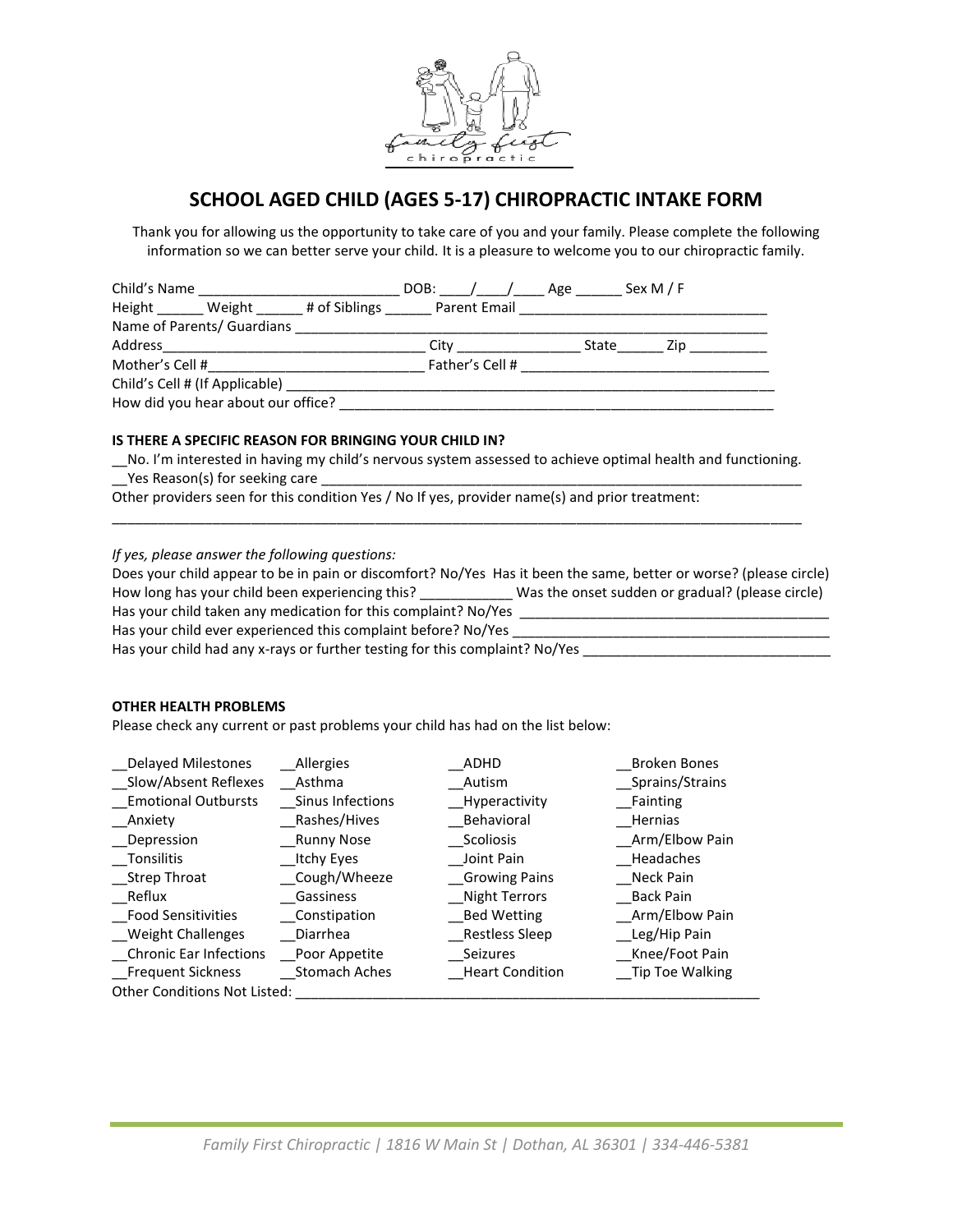# SCHOOL AGED CHILD (AGES 5-17) CHIROPRACTIC INTAKE FORM

Thank you for allowing us the opportunity to take care of you and your family. Please complete the following information so we can better serve your child. It is a pleasure to welcome you to our chiropractic family.

Child's Name __________________________ DOB: ____/____/____ Age ______ Sex M / F
Height ______ Weight ______ # of Siblings ______ Parent Email ________________________________
Name of Parents/ Guardians ______________________________________________________________
Address_________________________________ City ________________ State______ Zip __________
Mother's Cell #_____________________________ Father's Cell # ________________________________
Child's Cell # (If Applicable) _______________________________________________________________
How did you hear about our office? __________________________________________________________

**IS THERE A SPECIFIC REASON FOR BRINGING YOUR CHILD IN?**

__No. I'm interested in having my child's nervous system assessed to achieve optimal health and functioning.
__Yes Reason(s) for seeking care _________________________________________________________________
Other providers seen for this condition Yes / No If yes, provider name(s) and prior treatment:
_____________________________________________________________________________________________

*If yes, please answer the following questions:*

Does your child appear to be in pain or discomfort? No/Yes Has it been the same, better or worse? (please circle)
How long has your child been experiencing this? ____________ Was the onset sudden or gradual? (please circle)
Has your child taken any medication for this complaint? No/Yes ________________________________________
Has your child ever experienced this complaint before? No/Yes __________________________________________
Has your child had any x-rays or further testing for this complaint? No/Yes ________________________________

**OTHER HEALTH PROBLEMS**

Please check any current or past problems your child has had on the list below:

| | | | |
|---|---|---|---|
| __Delayed Milestones | __Allergies | __ADHD | __Broken Bones |
| __Slow/Absent Reflexes | __Asthma | __Autism | __Sprains/Strains |
| __Emotional Outbursts | __Sinus Infections | __Hyperactivity | __Fainting |
| __Anxiety | __Rashes/Hives | __Behavioral | __Hernias |
| __Depression | __Runny Nose | __Scoliosis | __Arm/Elbow Pain |
| __Tonsilitis | __Itchy Eyes | __Joint Pain | __Headaches |
| __Strep Throat | __Cough/Wheeze | __Growing Pains | __Neck Pain |
| __Reflux | __Gassiness | __Night Terrors | __Back Pain |
| __Food Sensitivities | __Constipation | __Bed Wetting | __Arm/Elbow Pain |
| __Weight Challenges | __Diarrhea | __Restless Sleep | __Leg/Hip Pain |
| __Chronic Ear Infections | __Poor Appetite | __Seizures | __Knee/Foot Pain |
| __Frequent Sickness | __Stomach Aches | __Heart Condition | __Tip Toe Walking |

Other Conditions Not Listed: ______________________________________________________________

Family First Chiropractic | 1816 W Main St | Dothan, AL 36301 | 334-446-5381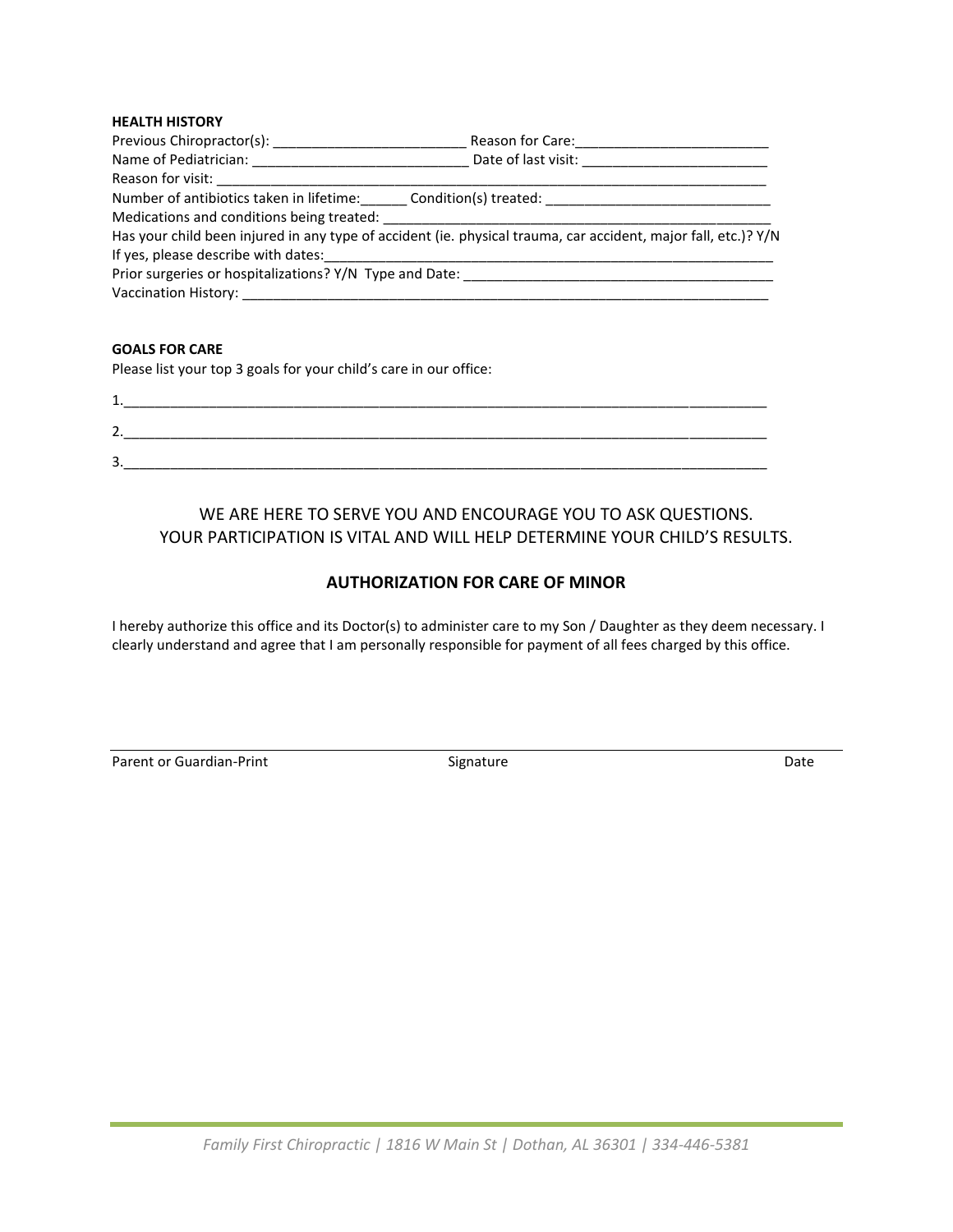**HEALTH HISTORY**

Previous Chiropractor(s): _________________________ Reason for Care:_________________________

Name of Pediatrician: ____________________________ Date of last visit: ________________________

Reason for visit: ___________________________________________________________________________

Number of antibiotics taken in lifetime:______ Condition(s) treated: ______________________________

Medications and conditions being treated: ____________________________________________________

Has your child been injured in any type of accident (ie. physical trauma, car accident, major fall, etc.)? Y/N

If yes, please describe with dates:__________________________________________________________

Prior surgeries or hospitalizations? Y/N Type and Date: ________________________________________

Vaccination History: ____________________________________________________________________

**GOALS FOR CARE**

Please list your top 3 goals for your child's care in our office:

1.__________________________________________________________________________________

2.__________________________________________________________________________________

3.__________________________________________________________________________________

WE ARE HERE TO SERVE YOU AND ENCOURAGE YOU TO ASK QUESTIONS.
YOUR PARTICIPATION IS VITAL AND WILL HELP DETERMINE YOUR CHILD'S RESULTS.

## AUTHORIZATION FOR CARE OF MINOR

I hereby authorize this office and its Doctor(s) to administer care to my Son / Daughter as they deem necessary. I clearly understand and agree that I am personally responsible for payment of all fees charged by this office.

_____________________________________________________________________________________

Parent or Guardian-Print Signature Date

*Family First Chiropractic | 1816 W Main St | Dothan, AL 36301 | 334-446-5381*